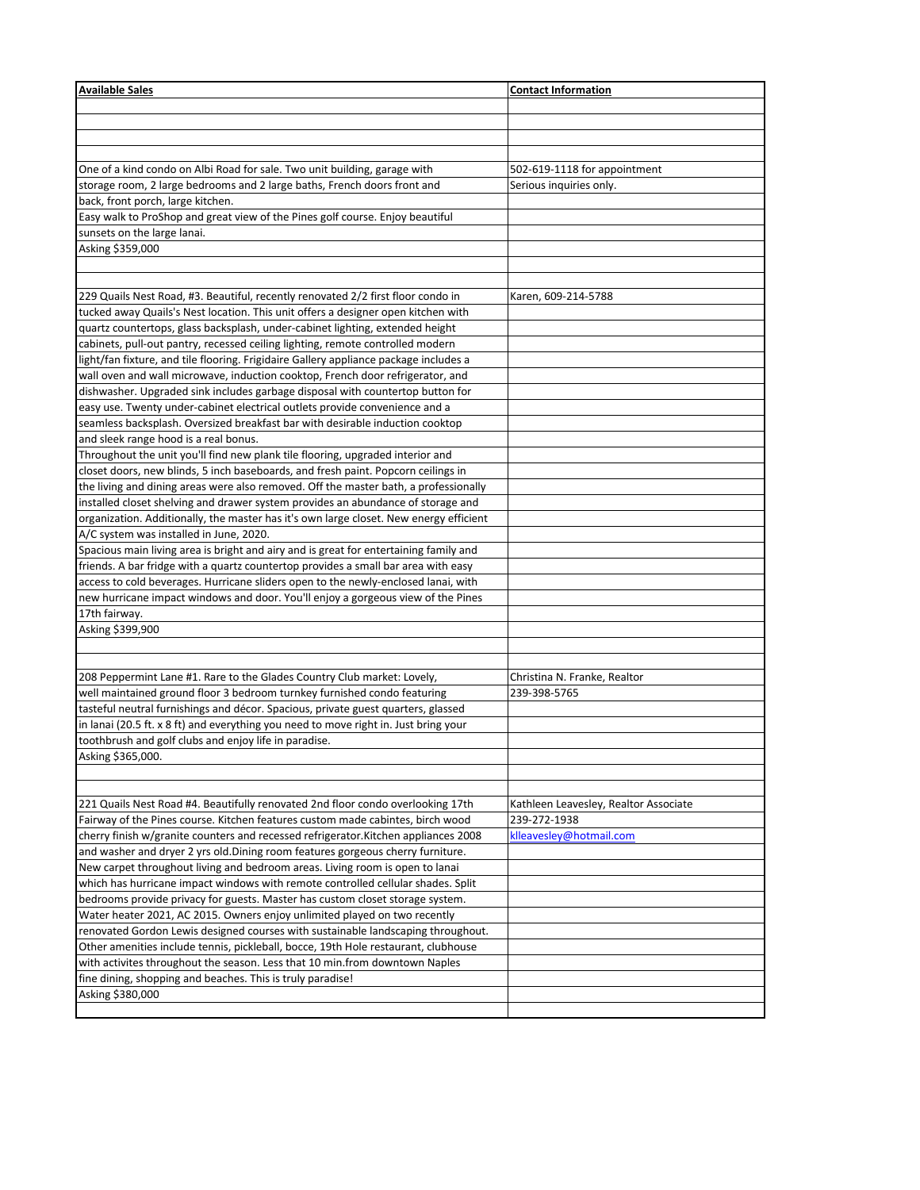| Available Sales | Contact Information |
|---|---|
| One of a kind condo on Albi Road for sale. Two unit building, garage with storage room, 2 large bedrooms and 2 large baths, French doors front and back, front porch, large kitchen. Easy walk to ProShop and great view of the Pines golf course. Enjoy beautiful sunsets on the large lanai. Asking $359,000 | 502-619-1118 for appointment Serious inquiries only. |
| 229 Quails Nest Road, #3. Beautiful, recently renovated 2/2 first floor condo in tucked away Quails's Nest location. This unit offers a designer open kitchen with quartz countertops, glass backsplash, under-cabinet lighting, extended height cabinets, pull-out pantry, recessed ceiling lighting, remote controlled modern light/fan fixture, and tile flooring. Frigidaire Gallery appliance package includes a wall oven and wall microwave, induction cooktop, French door refrigerator, and dishwasher. Upgraded sink includes garbage disposal with countertop button for easy use. Twenty under-cabinet electrical outlets provide convenience and a seamless backsplash. Oversized breakfast bar with desirable induction cooktop and sleek range hood is a real bonus. Throughout the unit you'll find new plank tile flooring, upgraded interior and closet doors, new blinds, 5 inch baseboards, and fresh paint. Popcorn ceilings in the living and dining areas were also removed. Off the master bath, a professionally installed closet shelving and drawer system provides an abundance of storage and organization. Additionally, the master has it's own large closet. New energy efficient A/C system was installed in June, 2020. Spacious main living area is bright and airy and is great for entertaining family and friends. A bar fridge with a quartz countertop provides a small bar area with easy access to cold beverages. Hurricane sliders open to the newly-enclosed lanai, with new hurricane impact windows and door. You'll enjoy a gorgeous view of the Pines 17th fairway. Asking $399,900 | Karen, 609-214-5788 |
| 208 Peppermint Lane #1. Rare to the Glades Country Club market: Lovely, well maintained ground floor 3 bedroom turnkey furnished condo featuring tasteful neutral furnishings and décor. Spacious, private guest quarters, glassed in lanai (20.5 ft. x 8 ft) and everything you need to move right in. Just bring your toothbrush and golf clubs and enjoy life in paradise. Asking $365,000. | Christina N. Franke, Realtor 239-398-5765 |
| 221 Quails Nest Road #4. Beautifully renovated 2nd floor condo overlooking 17th Fairway of the Pines course. Kitchen features custom made cabintes, birch wood cherry finish w/granite counters and recessed refrigerator.Kitchen appliances 2008 and washer and dryer 2 yrs old.Dining room features gorgeous cherry furniture. New carpet throughout living and bedroom areas. Living room is open to lanai which has hurricane impact windows with remote controlled cellular shades. Split bedrooms provide privacy for guests. Master has custom closet storage system. Water heater 2021, AC 2015. Owners enjoy unlimited played on two recently renovated Gordon Lewis designed courses with sustainable landscaping throughout. Other amenities include tennis, pickleball, bocce, 19th Hole restaurant, clubhouse with activites throughout the season. Less that 10 min.from downtown Naples fine dining, shopping and beaches. This is truly paradise! Asking $380,000 | Kathleen Leavesley, Realtor Associate 239-272-1938 klleavesley@hotmail.com |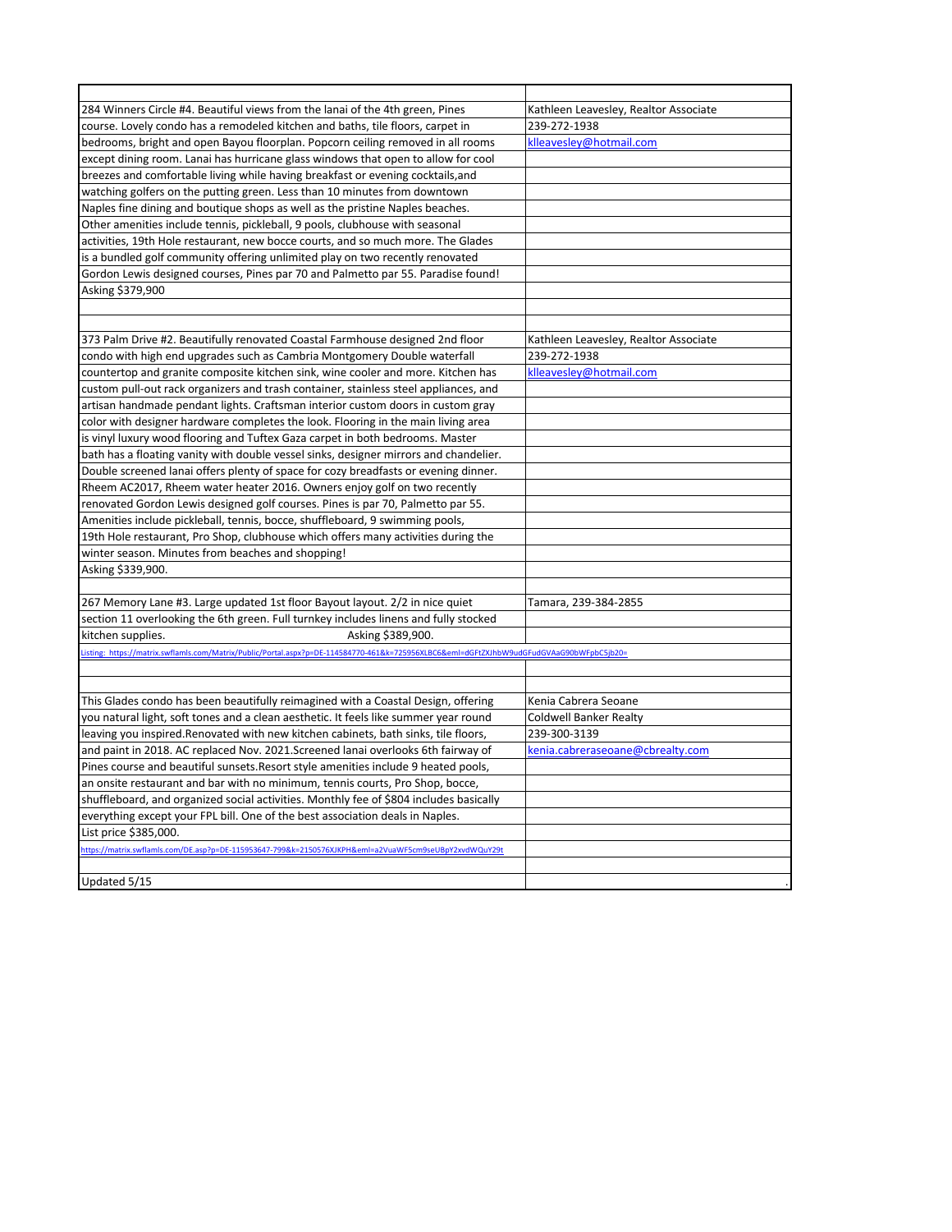| | |
|---|---|
| 284 Winners Circle #4. Beautiful views from the lanai of the 4th green, Pines | Kathleen Leavesley, Realtor Associate |
| course. Lovely condo has a remodeled kitchen and baths, tile floors, carpet in | 239-272-1938 |
| bedrooms, bright and open Bayou floorplan. Popcorn ceiling removed in all rooms | klleavesley@hotmail.com |
| except dining room. Lanai has hurricane glass windows that open to allow for cool | |
| breezes and comfortable living while having breakfast or evening cocktails,and | |
| watching golfers on the putting green. Less than 10 minutes from downtown | |
| Naples fine dining and boutique shops as well as the pristine Naples beaches. | |
| Other amenities include tennis, pickleball, 9 pools, clubhouse with seasonal | |
| activities, 19th Hole restaurant, new bocce courts, and so much more. The Glades | |
| is a bundled golf community offering unlimited play on two recently renovated | |
| Gordon Lewis designed courses, Pines par 70 and Palmetto par 55. Paradise found! | |
| Asking $379,900 | |
| | |
| | |
| 373 Palm Drive #2. Beautifully renovated Coastal Farmhouse designed 2nd floor | Kathleen Leavesley, Realtor Associate |
| condo with high end upgrades such as Cambria Montgomery Double waterfall | 239-272-1938 |
| countertop and granite composite kitchen sink, wine cooler and more. Kitchen has | klleavesley@hotmail.com |
| custom pull-out rack organizers and trash container, stainless steel appliances, and | |
| artisan handmade pendant lights. Craftsman interior custom doors in custom gray | |
| color with designer hardware completes the look. Flooring in the main living area | |
| is vinyl luxury wood flooring and Tuftex Gaza carpet in both bedrooms. Master | |
| bath has a floating vanity with double vessel sinks, designer mirrors and chandelier. | |
| Double screened lanai offers plenty of space for cozy breadfasts or evening dinner. | |
| Rheem AC2017, Rheem water heater 2016. Owners enjoy golf on two recently | |
| renovated Gordon Lewis designed golf courses. Pines is par 70, Palmetto par 55. | |
| Amenities include pickleball, tennis, bocce, shuffleboard, 9 swimming pools, | |
| 19th Hole restaurant, Pro Shop, clubhouse which offers many activities during the | |
| winter season. Minutes from beaches and shopping! | |
| Asking $339,900. | |
| | |
| 267 Memory Lane #3. Large updated 1st floor Bayout layout. 2/2 in nice quiet | Tamara, 239-384-2855 |
| section 11 overlooking the 6th green. Full turnkey includes linens and fully stocked | |
| kitchen supplies. Asking $389,900. | |
| Listing: https://matrix.swflamls.com/Matrix/Public/Portal.aspx?p=DE-114584770-461&k=725956XLBC6&eml=dGFtZXJhbW9udGFudGVAaG90bWFpbC5jb20= | |
| | |
| | |
| This Glades condo has been beautifully reimagined with a Coastal Design, offering | Kenia Cabrera Seoane |
| you natural light, soft tones and a clean aesthetic. It feels like summer year round | Coldwell Banker Realty |
| leaving you inspired.Renovated with new kitchen cabinets, bath sinks, tile floors, | 239-300-3139 |
| and paint in 2018. AC replaced Nov. 2021.Screened lanai overlooks 6th fairway of | kenia.cabreraseoane@cbrealty.com |
| Pines course and beautiful sunsets.Resort style amenities include 9 heated pools, | |
| an onsite restaurant and bar with no minimum, tennis courts, Pro Shop, bocce, | |
| shuffleboard, and organized social activities. Monthly fee of $804 includes basically | |
| everything except your FPL bill. One of the best association deals in Naples. | |
| List price $385,000. | |
| https://matrix.swflamls.com/DE.asp?p=DE-115953647-799&k=2150576XJKPH&eml=a2VuaWF5cm9seUBpY2xvdWQuY29t | |
| | |
| Updated 5/15 | . |